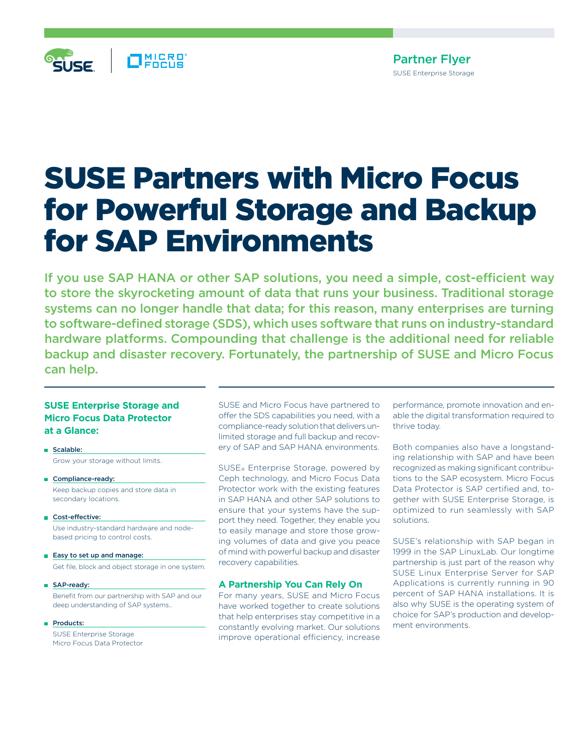Partner Flyer
SUSE Enterprise Storage

# SUSE Partners with Micro Focus for Powerful Storage and Backup for SAP Environments

**If you use SAP HANA or other SAP solutions, you need a simple, cost-efficient way to store the skyrocketing amount of data that runs your business. Traditional storage systems can no longer handle that data; for this reason, many enterprises are turning to software-defined storage (SDS), which uses software that runs on industry-standard hardware platforms. Compounding that challenge is the additional need for reliable backup and disaster recovery. Fortunately, the partnership of SUSE and Micro Focus can help.**

### SUSE Enterprise Storage and Micro Focus Data Protector at a Glance:

- **Scalable:**
  Grow your storage without limits.
- **Compliance-ready:**
  Keep backup copies and store data in secondary locations.
- **Cost-effective:**
  Use industry-standard hardware and node-based pricing to control costs.
- **Easy to set up and manage:**
  Get file, block and object storage in one system.
- **SAP-ready:**
  Benefit from our partnership with SAP and our deep understanding of SAP systems..
- **Products:**
  SUSE Enterprise Storage
  Micro Focus Data Protector

SUSE and Micro Focus have partnered to offer the SDS capabilities you need, with a compliance-ready solution that delivers unlimited storage and full backup and recovery of SAP and SAP HANA environments.

SUSE® Enterprise Storage, powered by Ceph technology, and Micro Focus Data Protector work with the existing features in SAP HANA and other SAP solutions to ensure that your systems have the support they need. Together, they enable you to easily manage and store those growing volumes of data and give you peace of mind with powerful backup and disaster recovery capabilities.

## A Partnership You Can Rely On

For many years, SUSE and Micro Focus have worked together to create solutions that help enterprises stay competitive in a constantly evolving market. Our solutions improve operational efficiency, increase performance, promote innovation and enable the digital transformation required to thrive today.

Both companies also have a longstanding relationship with SAP and have been recognized as making significant contributions to the SAP ecosystem. Micro Focus Data Protector is SAP certified and, together with SUSE Enterprise Storage, is optimized to run seamlessly with SAP solutions.

SUSE's relationship with SAP began in 1999 in the SAP LinuxLab. Our longtime partnership is just part of the reason why SUSE Linux Enterprise Server for SAP Applications is currently running in 90 percent of SAP HANA installations. It is also why SUSE is the operating system of choice for SAP's production and development environments.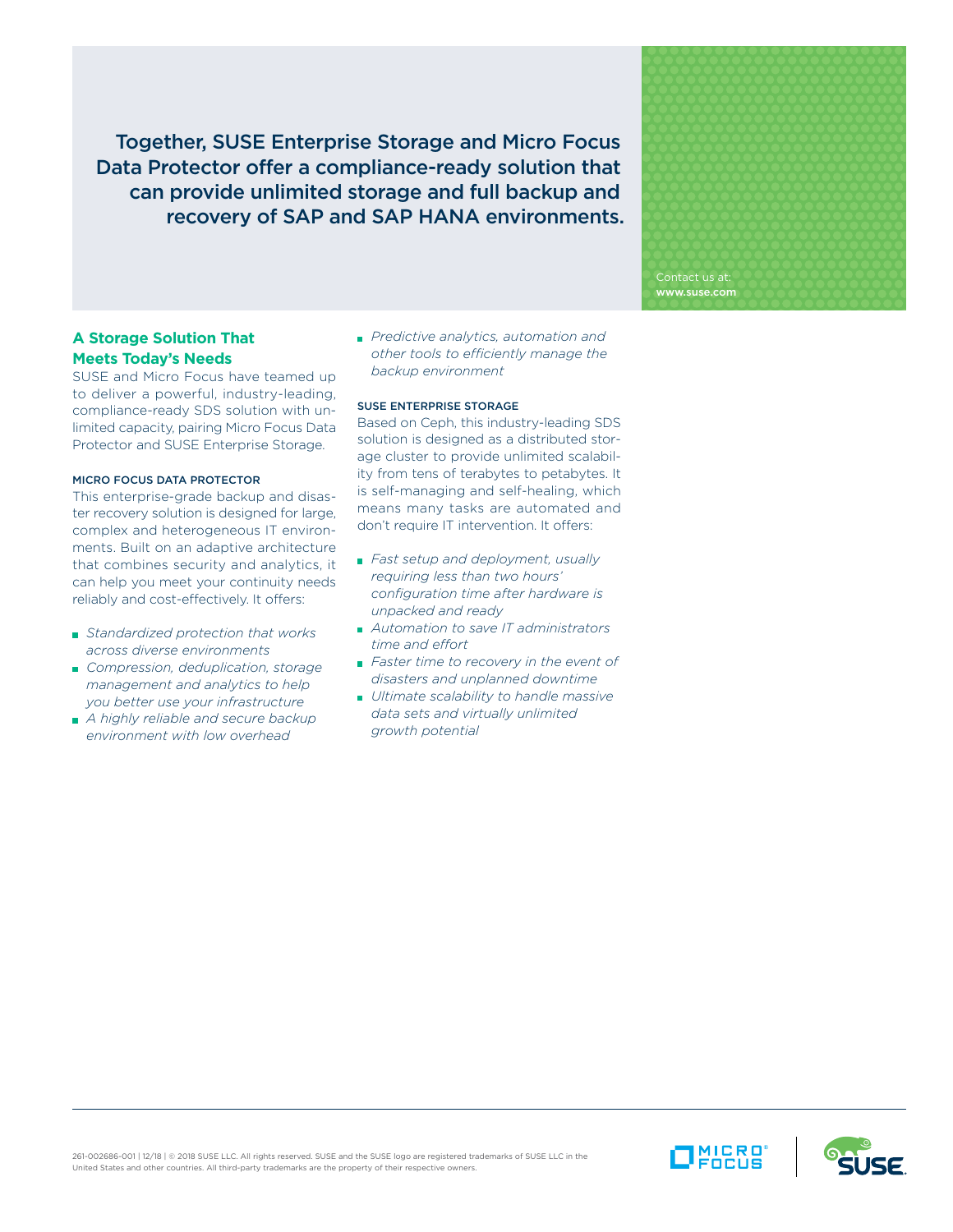**Together, SUSE Enterprise Storage and Micro Focus Data Protector offer a compliance-ready solution that can provide unlimited storage and full backup and recovery of SAP and SAP HANA environments.**

Contact us at:
**www.suse.com**

## A Storage Solution That Meets Today's Needs

SUSE and Micro Focus have teamed up to deliver a powerful, industry-leading, compliance-ready SDS solution with unlimited capacity, pairing Micro Focus Data Protector and SUSE Enterprise Storage.

### MICRO FOCUS DATA PROTECTOR

This enterprise-grade backup and disaster recovery solution is designed for large, complex and heterogeneous IT environments. Built on an adaptive architecture that combines security and analytics, it can help you meet your continuity needs reliably and cost-effectively. It offers:

- *Standardized protection that works across diverse environments*
- *Compression, deduplication, storage management and analytics to help you better use your infrastructure*
- *A highly reliable and secure backup environment with low overhead*
- *Predictive analytics, automation and other tools to efficiently manage the backup environment*

### SUSE ENTERPRISE STORAGE

Based on Ceph, this industry-leading SDS solution is designed as a distributed storage cluster to provide unlimited scalability from tens of terabytes to petabytes. It is self-managing and self-healing, which means many tasks are automated and don't require IT intervention. It offers:

- *Fast setup and deployment, usually requiring less than two hours' configuration time after hardware is unpacked and ready*
- *Automation to save IT administrators time and effort*
- *Faster time to recovery in the event of disasters and unplanned downtime*
- *Ultimate scalability to handle massive data sets and virtually unlimited growth potential*

261-002686-001 | 12/18 | © 2018 SUSE LLC. All rights reserved. SUSE and the SUSE logo are registered trademarks of SUSE LLC in the United States and other countries. All third-party trademarks are the property of their respective owners.